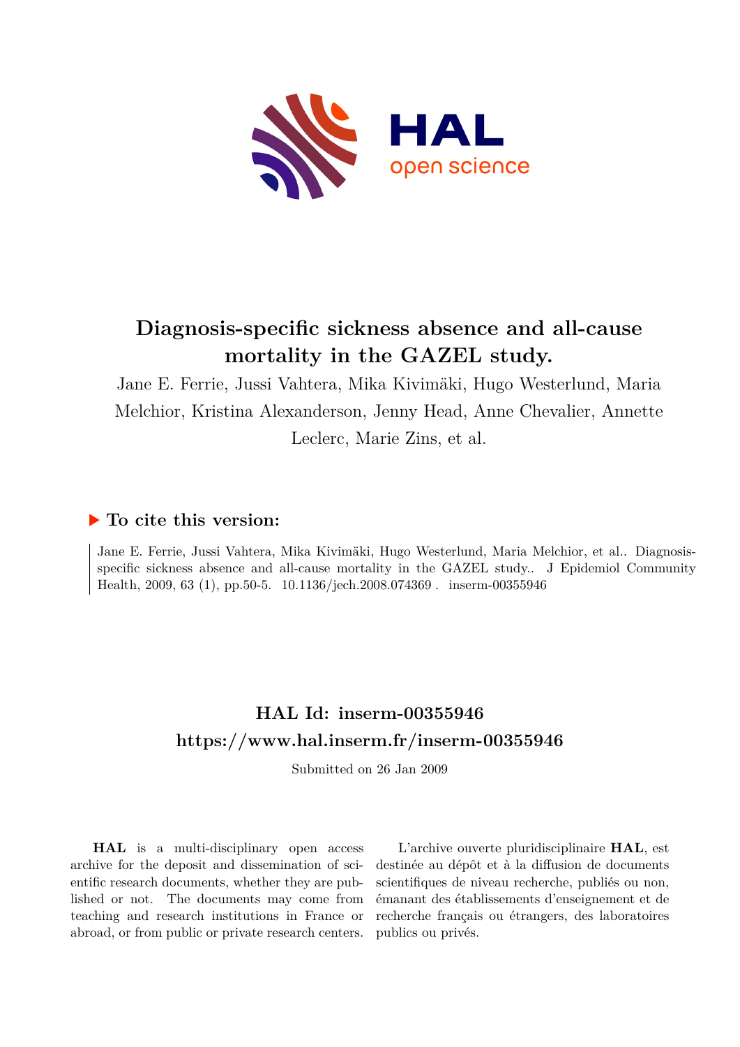# Diagnosis-specific sickness absence and all-cause mortality in the GAZEL study.

Jane E. Ferrie, Jussi Vahtera, Mika Kivimäki, Hugo Westerlund, Maria Melchior, Kristina Alexanderson, Jenny Head, Anne Chevalier, Annette Leclerc, Marie Zins, et al.

## ▶ To cite this version:

Jane E. Ferrie, Jussi Vahtera, Mika Kivimäki, Hugo Westerlund, Maria Melchior, et al.. Diagnosis-specific sickness absence and all-cause mortality in the GAZEL study.. J Epidemiol Community Health, 2009, 63 (1), pp.50-5. 10.1136/jech.2008.074369 . inserm-00355946

## HAL Id: inserm-00355946

## https://www.hal.inserm.fr/inserm-00355946

Submitted on 26 Jan 2009

**HAL** is a multi-disciplinary open access archive for the deposit and dissemination of scientific research documents, whether they are published or not. The documents may come from teaching and research institutions in France or abroad, or from public or private research centers.

L'archive ouverte pluridisciplinaire **HAL**, est destinée au dépôt et à la diffusion de documents scientifiques de niveau recherche, publiés ou non, émanant des établissements d'enseignement et de recherche français ou étrangers, des laboratoires publics ou privés.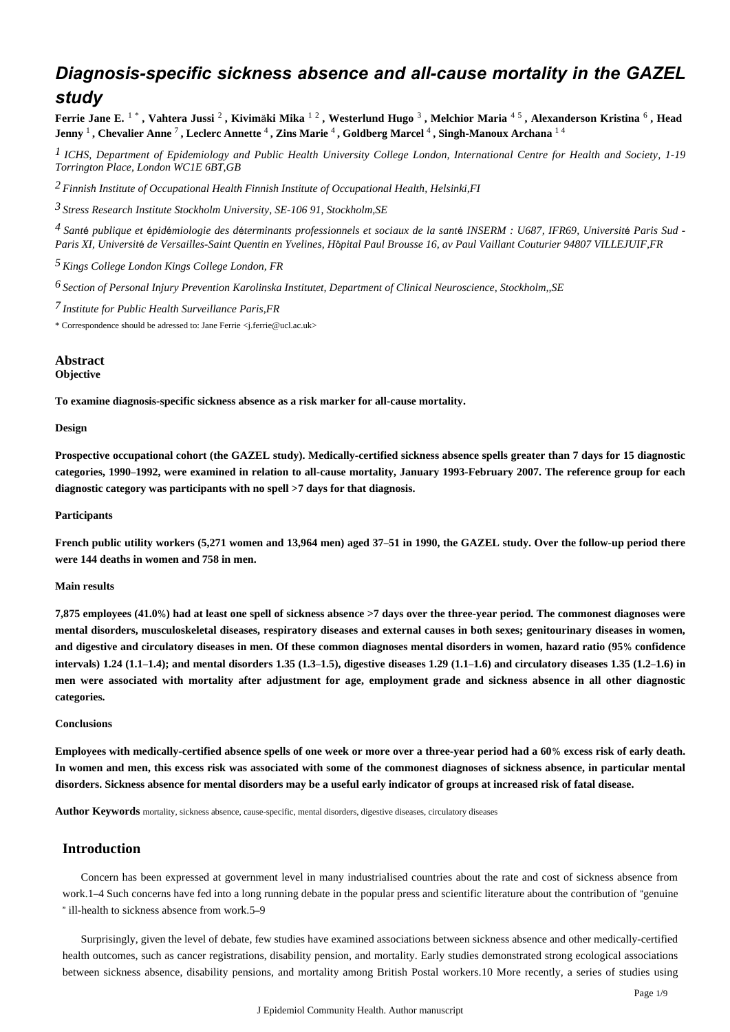# Diagnosis-specific sickness absence and all-cause mortality in the GAZEL study

**Ferrie Jane E.** [1 *] **, Vahtera Jussi** [2] **, Kivimäki Mika** [1 2] **, Westerlund Hugo** [3] **, Melchior Maria** [4 5] **, Alexanderson Kristina** [6] **, Head Jenny** [1] **, Chevalier Anne** [7] **, Leclerc Annette** [4] **, Zins Marie** [4] **, Goldberg Marcel** [4] **, Singh-Manoux Archana** [1 4]

[1] *ICHS, Department of Epidemiology and Public Health University College London, International Centre for Health and Society, 1-19 Torrington Place, London WC1E 6BT,GB*

[2] *Finnish Institute of Occupational Health Finnish Institute of Occupational Health, Helsinki,FI*

[3] *Stress Research Institute Stockholm University, SE-106 91, Stockholm,SE*

[4] *Santé publique et épidémiologie des déterminants professionnels et sociaux de la santé INSERM : U687, IFR69, Université Paris Sud - Paris XI, Université de Versailles-Saint Quentin en Yvelines, Hôpital Paul Brousse 16, av Paul Vaillant Couturier 94807 VILLEJUIF,FR*

[5] *Kings College London Kings College London, FR*

[6] *Section of Personal Injury Prevention Karolinska Institutet, Department of Clinical Neuroscience, Stockholm,,SE*

[7] *Institute for Public Health Surveillance Paris,FR*

* Correspondence should be adressed to: Jane Ferrie <j.ferrie@ucl.ac.uk>

## Abstract

**Objective**

**To examine diagnosis-specific sickness absence as a risk marker for all-cause mortality.**

**Design**

**Prospective occupational cohort (the GAZEL study). Medically-certified sickness absence spells greater than 7 days for 15 diagnostic categories, 1990–1992, were examined in relation to all-cause mortality, January 1993-February 2007. The reference group for each diagnostic category was participants with no spell >7 days for that diagnosis.**

**Participants**

**French public utility workers (5,271 women and 13,964 men) aged 37–51 in 1990, the GAZEL study. Over the follow-up period there were 144 deaths in women and 758 in men.**

**Main results**

**7,875 employees (41.0%) had at least one spell of sickness absence >7 days over the three-year period. The commonest diagnoses were mental disorders, musculoskeletal diseases, respiratory diseases and external causes in both sexes; genitourinary diseases in women, and digestive and circulatory diseases in men. Of these common diagnoses mental disorders in women, hazard ratio (95% confidence intervals) 1.24 (1.1–1.4); and mental disorders 1.35 (1.3–1.5), digestive diseases 1.29 (1.1–1.6) and circulatory diseases 1.35 (1.2–1.6) in men were associated with mortality after adjustment for age, employment grade and sickness absence in all other diagnostic categories.**

**Conclusions**

**Employees with medically-certified absence spells of one week or more over a three-year period had a 60% excess risk of early death. In women and men, this excess risk was associated with some of the commonest diagnoses of sickness absence, in particular mental disorders. Sickness absence for mental disorders may be a useful early indicator of groups at increased risk of fatal disease.**

**Author Keywords** mortality, sickness absence, cause-specific, mental disorders, digestive diseases, circulatory diseases

## Introduction

Concern has been expressed at government level in many industrialised countries about the rate and cost of sickness absence from work.1–4 Such concerns have fed into a long running debate in the popular press and scientific literature about the contribution of "genuine " ill-health to sickness absence from work.5–9

Surprisingly, given the level of debate, few studies have examined associations between sickness absence and other medically-certified health outcomes, such as cancer registrations, disability pension, and mortality. Early studies demonstrated strong ecological associations between sickness absence, disability pensions, and mortality among British Postal workers.10 More recently, a series of studies using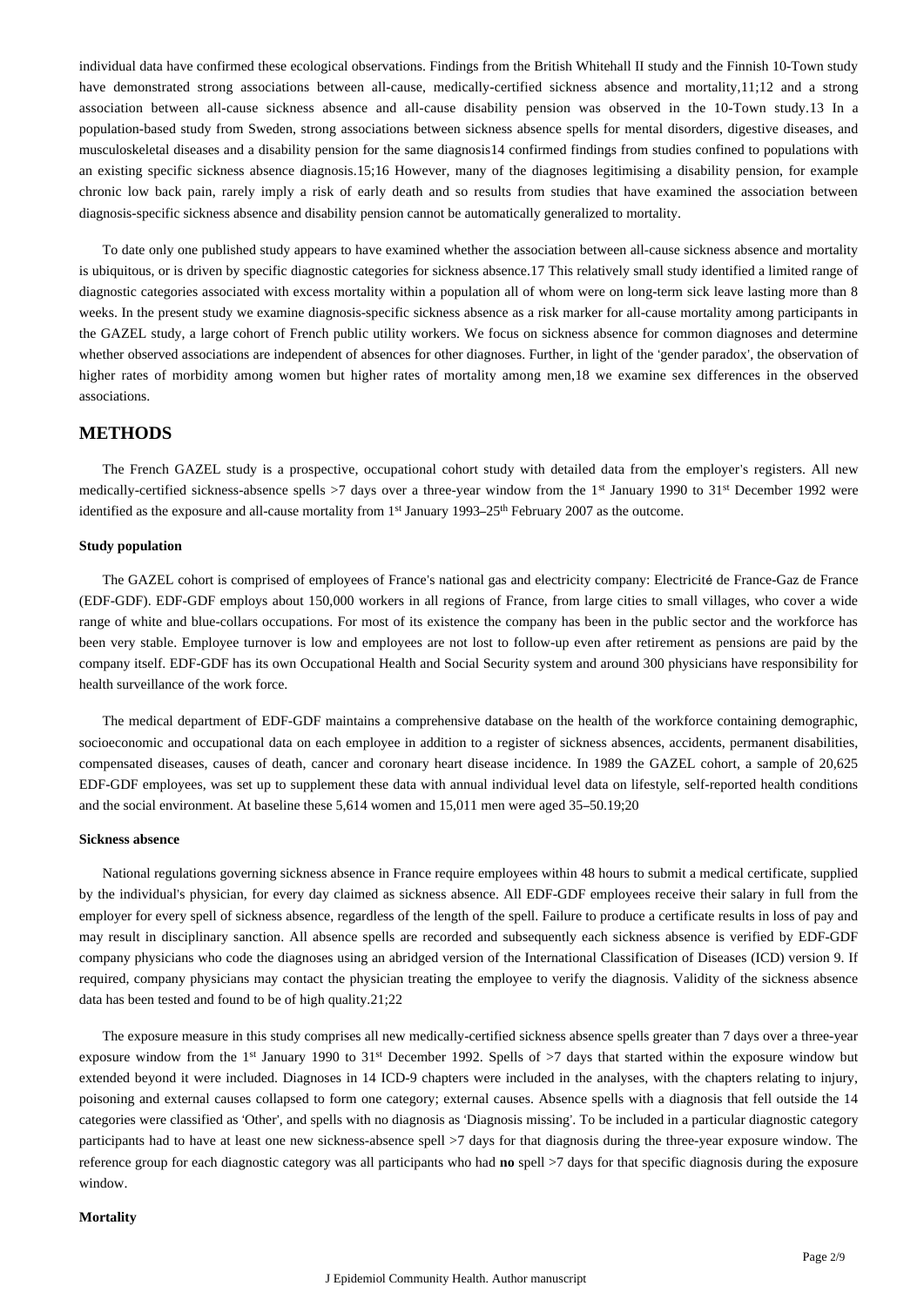individual data have confirmed these ecological observations. Findings from the British Whitehall II study and the Finnish 10-Town study have demonstrated strong associations between all-cause, medically-certified sickness absence and mortality,11;12 and a strong association between all-cause sickness absence and all-cause disability pension was observed in the 10-Town study.13 In a population-based study from Sweden, strong associations between sickness absence spells for mental disorders, digestive diseases, and musculoskeletal diseases and a disability pension for the same diagnosis14 confirmed findings from studies confined to populations with an existing specific sickness absence diagnosis.15;16 However, many of the diagnoses legitimising a disability pension, for example chronic low back pain, rarely imply a risk of early death and so results from studies that have examined the association between diagnosis-specific sickness absence and disability pension cannot be automatically generalized to mortality.

To date only one published study appears to have examined whether the association between all-cause sickness absence and mortality is ubiquitous, or is driven by specific diagnostic categories for sickness absence.17 This relatively small study identified a limited range of diagnostic categories associated with excess mortality within a population all of whom were on long-term sick leave lasting more than 8 weeks. In the present study we examine diagnosis-specific sickness absence as a risk marker for all-cause mortality among participants in the GAZEL study, a large cohort of French public utility workers. We focus on sickness absence for common diagnoses and determine whether observed associations are independent of absences for other diagnoses. Further, in light of the 'gender paradox', the observation of higher rates of morbidity among women but higher rates of mortality among men,18 we examine sex differences in the observed associations.

## METHODS

The French GAZEL study is a prospective, occupational cohort study with detailed data from the employer's registers. All new medically-certified sickness-absence spells >7 days over a three-year window from the 1st January 1990 to 31st December 1992 were identified as the exposure and all-cause mortality from 1st January 1993–25th February 2007 as the outcome.

### Study population

The GAZEL cohort is comprised of employees of France's national gas and electricity company: Electricité de France-Gaz de France (EDF-GDF). EDF-GDF employs about 150,000 workers in all regions of France, from large cities to small villages, who cover a wide range of white and blue-collars occupations. For most of its existence the company has been in the public sector and the workforce has been very stable. Employee turnover is low and employees are not lost to follow-up even after retirement as pensions are paid by the company itself. EDF-GDF has its own Occupational Health and Social Security system and around 300 physicians have responsibility for health surveillance of the work force.

The medical department of EDF-GDF maintains a comprehensive database on the health of the workforce containing demographic, socioeconomic and occupational data on each employee in addition to a register of sickness absences, accidents, permanent disabilities, compensated diseases, causes of death, cancer and coronary heart disease incidence. In 1989 the GAZEL cohort, a sample of 20,625 EDF-GDF employees, was set up to supplement these data with annual individual level data on lifestyle, self-reported health conditions and the social environment. At baseline these 5,614 women and 15,011 men were aged 35–50.19;20

### Sickness absence

National regulations governing sickness absence in France require employees within 48 hours to submit a medical certificate, supplied by the individual's physician, for every day claimed as sickness absence. All EDF-GDF employees receive their salary in full from the employer for every spell of sickness absence, regardless of the length of the spell. Failure to produce a certificate results in loss of pay and may result in disciplinary sanction. All absence spells are recorded and subsequently each sickness absence is verified by EDF-GDF company physicians who code the diagnoses using an abridged version of the International Classification of Diseases (ICD) version 9. If required, company physicians may contact the physician treating the employee to verify the diagnosis. Validity of the sickness absence data has been tested and found to be of high quality.21;22

The exposure measure in this study comprises all new medically-certified sickness absence spells greater than 7 days over a three-year exposure window from the 1st January 1990 to 31st December 1992. Spells of >7 days that started within the exposure window but extended beyond it were included. Diagnoses in 14 ICD-9 chapters were included in the analyses, with the chapters relating to injury, poisoning and external causes collapsed to form one category; external causes. Absence spells with a diagnosis that fell outside the 14 categories were classified as 'Other', and spells with no diagnosis as 'Diagnosis missing'. To be included in a particular diagnostic category participants had to have at least one new sickness-absence spell >7 days for that diagnosis during the three-year exposure window. The reference group for each diagnostic category was all participants who had **no** spell >7 days for that specific diagnosis during the exposure window.

### Mortality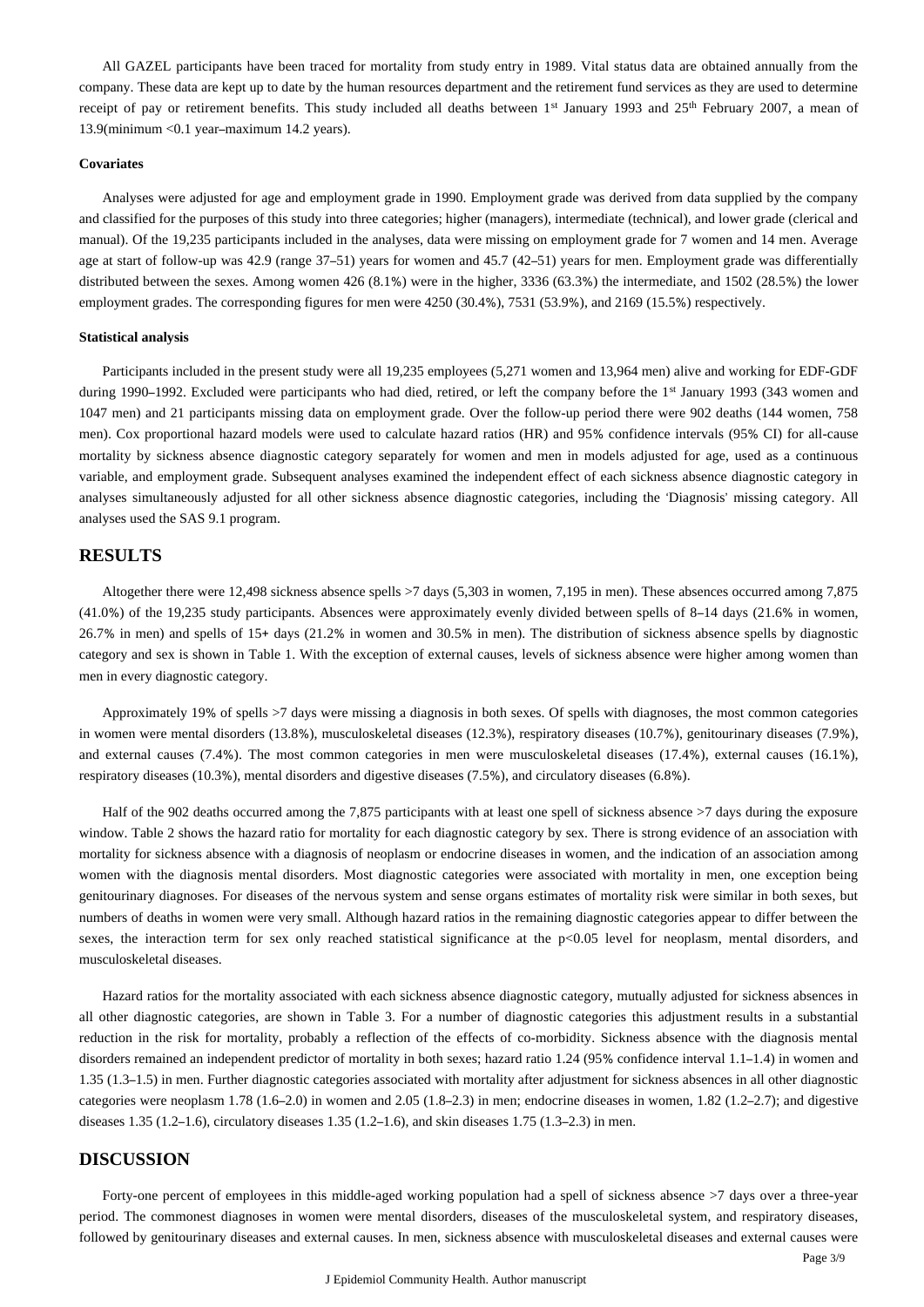All GAZEL participants have been traced for mortality from study entry in 1989. Vital status data are obtained annually from the company. These data are kept up to date by the human resources department and the retirement fund services as they are used to determine receipt of pay or retirement benefits. This study included all deaths between 1st January 1993 and 25th February 2007, a mean of 13.9(minimum <0.1 year–maximum 14.2 years).

#### Covariates

Analyses were adjusted for age and employment grade in 1990. Employment grade was derived from data supplied by the company and classified for the purposes of this study into three categories; higher (managers), intermediate (technical), and lower grade (clerical and manual). Of the 19,235 participants included in the analyses, data were missing on employment grade for 7 women and 14 men. Average age at start of follow-up was 42.9 (range 37–51) years for women and 45.7 (42–51) years for men. Employment grade was differentially distributed between the sexes. Among women 426 (8.1%) were in the higher, 3336 (63.3%) the intermediate, and 1502 (28.5%) the lower employment grades. The corresponding figures for men were 4250 (30.4%), 7531 (53.9%), and 2169 (15.5%) respectively.

#### Statistical analysis

Participants included in the present study were all 19,235 employees (5,271 women and 13,964 men) alive and working for EDF-GDF during 1990–1992. Excluded were participants who had died, retired, or left the company before the 1st January 1993 (343 women and 1047 men) and 21 participants missing data on employment grade. Over the follow-up period there were 902 deaths (144 women, 758 men). Cox proportional hazard models were used to calculate hazard ratios (HR) and 95% confidence intervals (95% CI) for all-cause mortality by sickness absence diagnostic category separately for women and men in models adjusted for age, used as a continuous variable, and employment grade. Subsequent analyses examined the independent effect of each sickness absence diagnostic category in analyses simultaneously adjusted for all other sickness absence diagnostic categories, including the 'Diagnosis' missing category. All analyses used the SAS 9.1 program.

## RESULTS

Altogether there were 12,498 sickness absence spells >7 days (5,303 in women, 7,195 in men). These absences occurred among 7,875 (41.0%) of the 19,235 study participants. Absences were approximately evenly divided between spells of 8–14 days (21.6% in women, 26.7% in men) and spells of 15+ days (21.2% in women and 30.5% in men). The distribution of sickness absence spells by diagnostic category and sex is shown in Table 1. With the exception of external causes, levels of sickness absence were higher among women than men in every diagnostic category.

Approximately 19% of spells >7 days were missing a diagnosis in both sexes. Of spells with diagnoses, the most common categories in women were mental disorders (13.8%), musculoskeletal diseases (12.3%), respiratory diseases (10.7%), genitourinary diseases (7.9%), and external causes (7.4%). The most common categories in men were musculoskeletal diseases (17.4%), external causes (16.1%), respiratory diseases (10.3%), mental disorders and digestive diseases (7.5%), and circulatory diseases (6.8%).

Half of the 902 deaths occurred among the 7,875 participants with at least one spell of sickness absence >7 days during the exposure window. Table 2 shows the hazard ratio for mortality for each diagnostic category by sex. There is strong evidence of an association with mortality for sickness absence with a diagnosis of neoplasm or endocrine diseases in women, and the indication of an association among women with the diagnosis mental disorders. Most diagnostic categories were associated with mortality in men, one exception being genitourinary diagnoses. For diseases of the nervous system and sense organs estimates of mortality risk were similar in both sexes, but numbers of deaths in women were very small. Although hazard ratios in the remaining diagnostic categories appear to differ between the sexes, the interaction term for sex only reached statistical significance at the $p<0.05$ level for neoplasm, mental disorders, and musculoskeletal diseases.

Hazard ratios for the mortality associated with each sickness absence diagnostic category, mutually adjusted for sickness absences in all other diagnostic categories, are shown in Table 3. For a number of diagnostic categories this adjustment results in a substantial reduction in the risk for mortality, probably a reflection of the effects of co-morbidity. Sickness absence with the diagnosis mental disorders remained an independent predictor of mortality in both sexes; hazard ratio 1.24 (95% confidence interval 1.1–1.4) in women and 1.35 (1.3–1.5) in men. Further diagnostic categories associated with mortality after adjustment for sickness absences in all other diagnostic categories were neoplasm 1.78 (1.6–2.0) in women and 2.05 (1.8–2.3) in men; endocrine diseases in women, 1.82 (1.2–2.7); and digestive diseases 1.35 (1.2–1.6), circulatory diseases 1.35 (1.2–1.6), and skin diseases 1.75 (1.3–2.3) in men.

## DISCUSSION

Forty-one percent of employees in this middle-aged working population had a spell of sickness absence >7 days over a three-year period. The commonest diagnoses in women were mental disorders, diseases of the musculoskeletal system, and respiratory diseases, followed by genitourinary diseases and external causes. In men, sickness absence with musculoskeletal diseases and external causes were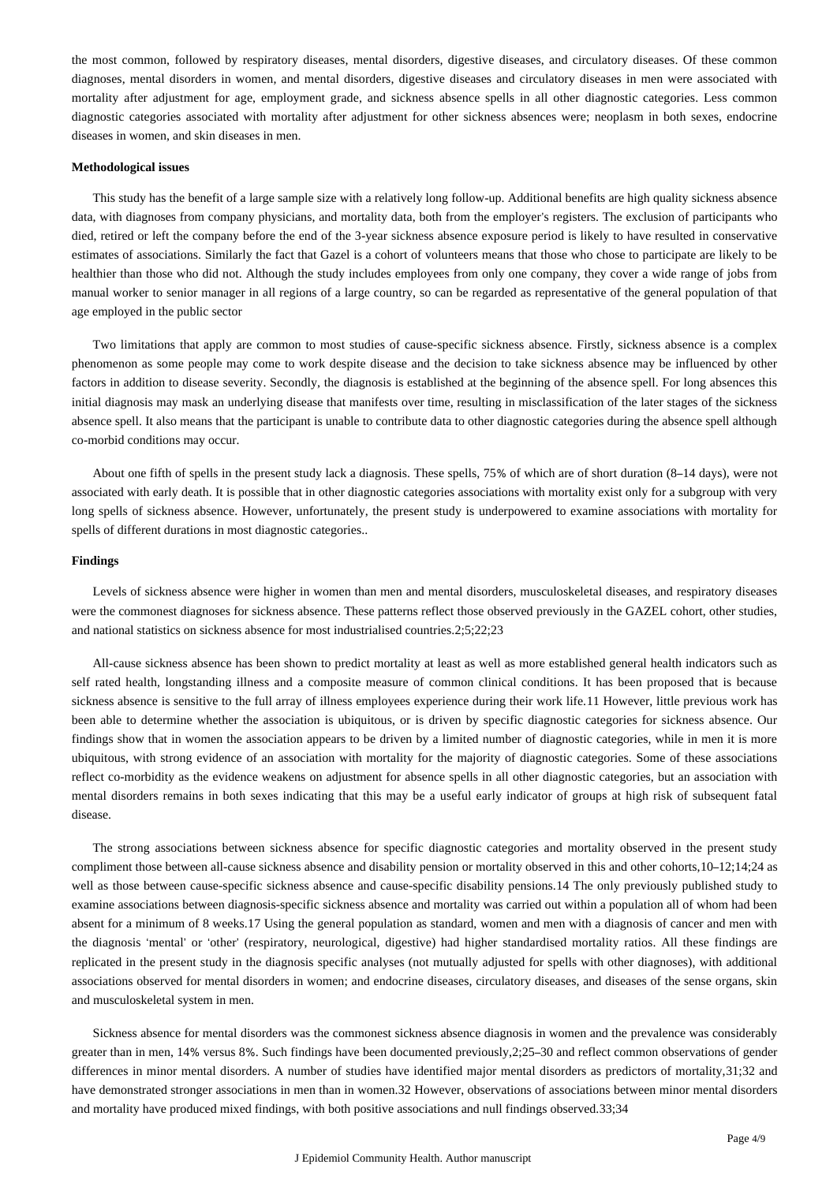the most common, followed by respiratory diseases, mental disorders, digestive diseases, and circulatory diseases. Of these common diagnoses, mental disorders in women, and mental disorders, digestive diseases and circulatory diseases in men were associated with mortality after adjustment for age, employment grade, and sickness absence spells in all other diagnostic categories. Less common diagnostic categories associated with mortality after adjustment for other sickness absences were; neoplasm in both sexes, endocrine diseases in women, and skin diseases in men.

#### Methodological issues

This study has the benefit of a large sample size with a relatively long follow-up. Additional benefits are high quality sickness absence data, with diagnoses from company physicians, and mortality data, both from the employer's registers. The exclusion of participants who died, retired or left the company before the end of the 3-year sickness absence exposure period is likely to have resulted in conservative estimates of associations. Similarly the fact that Gazel is a cohort of volunteers means that those who chose to participate are likely to be healthier than those who did not. Although the study includes employees from only one company, they cover a wide range of jobs from manual worker to senior manager in all regions of a large country, so can be regarded as representative of the general population of that age employed in the public sector

Two limitations that apply are common to most studies of cause-specific sickness absence. Firstly, sickness absence is a complex phenomenon as some people may come to work despite disease and the decision to take sickness absence may be influenced by other factors in addition to disease severity. Secondly, the diagnosis is established at the beginning of the absence spell. For long absences this initial diagnosis may mask an underlying disease that manifests over time, resulting in misclassification of the later stages of the sickness absence spell. It also means that the participant is unable to contribute data to other diagnostic categories during the absence spell although co-morbid conditions may occur.

About one fifth of spells in the present study lack a diagnosis. These spells, 75% of which are of short duration (8–14 days), were not associated with early death. It is possible that in other diagnostic categories associations with mortality exist only for a subgroup with very long spells of sickness absence. However, unfortunately, the present study is underpowered to examine associations with mortality for spells of different durations in most diagnostic categories..

#### Findings

Levels of sickness absence were higher in women than men and mental disorders, musculoskeletal diseases, and respiratory diseases were the commonest diagnoses for sickness absence. These patterns reflect those observed previously in the GAZEL cohort, other studies, and national statistics on sickness absence for most industrialised countries.[2;5;22;23]

All-cause sickness absence has been shown to predict mortality at least as well as more established general health indicators such as self rated health, longstanding illness and a composite measure of common clinical conditions. It has been proposed that is because sickness absence is sensitive to the full array of illness employees experience during their work life.[11] However, little previous work has been able to determine whether the association is ubiquitous, or is driven by specific diagnostic categories for sickness absence. Our findings show that in women the association appears to be driven by a limited number of diagnostic categories, while in men it is more ubiquitous, with strong evidence of an association with mortality for the majority of diagnostic categories. Some of these associations reflect co-morbidity as the evidence weakens on adjustment for absence spells in all other diagnostic categories, but an association with mental disorders remains in both sexes indicating that this may be a useful early indicator of groups at high risk of subsequent fatal disease.

The strong associations between sickness absence for specific diagnostic categories and mortality observed in the present study compliment those between all-cause sickness absence and disability pension or mortality observed in this and other cohorts,[10–12;14;24] as well as those between cause-specific sickness absence and cause-specific disability pensions.[14] The only previously published study to examine associations between diagnosis-specific sickness absence and mortality was carried out within a population all of whom had been absent for a minimum of 8 weeks.[17] Using the general population as standard, women and men with a diagnosis of cancer and men with the diagnosis 'mental' or 'other' (respiratory, neurological, digestive) had higher standardised mortality ratios. All these findings are replicated in the present study in the diagnosis specific analyses (not mutually adjusted for spells with other diagnoses), with additional associations observed for mental disorders in women; and endocrine diseases, circulatory diseases, and diseases of the sense organs, skin and musculoskeletal system in men.

Sickness absence for mental disorders was the commonest sickness absence diagnosis in women and the prevalence was considerably greater than in men, 14% versus 8%. Such findings have been documented previously,[2;25–30] and reflect common observations of gender differences in minor mental disorders. A number of studies have identified major mental disorders as predictors of mortality,[31;32] and have demonstrated stronger associations in men than in women.[32] However, observations of associations between minor mental disorders and mortality have produced mixed findings, with both positive associations and null findings observed.[33;34]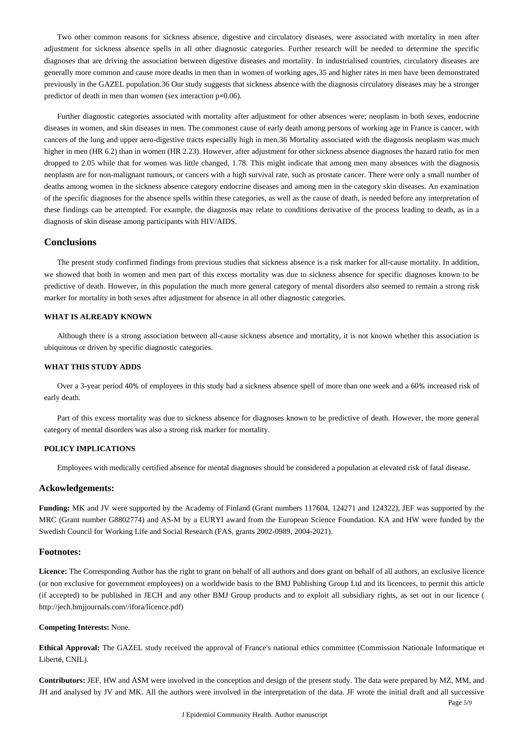Two other common reasons for sickness absence, digestive and circulatory diseases, were associated with mortality in men after adjustment for sickness absence spells in all other diagnostic categories. Further research will be needed to determine the specific diagnoses that are driving the association between digestive diseases and mortality. In industrialised countries, circulatory diseases are generally more common and cause more deaths in men than in women of working ages,35 and higher rates in men have been demonstrated previously in the GAZEL population.36 Our study suggests that sickness absence with the diagnosis circulatory diseases may be a stronger predictor of death in men than women (sex interaction p=0.06).

Further diagnostic categories associated with mortality after adjustment for other absences were; neoplasm in both sexes, endocrine diseases in women, and skin diseases in men. The commonest cause of early death among persons of working age in France is cancer, with cancers of the lung and upper aero-digestive tracts especially high in men.36 Mortality associated with the diagnosis neoplasm was much higher in men (HR 6.2) than in women (HR 2.23). However, after adjustment for other sickness absence diagnoses the hazard ratio for men dropped to 2.05 while that for women was little changed, 1.78. This might indicate that among men many absences with the diagnosis neoplasm are for non-malignant tumours, or cancers with a high survival rate, such as prostate cancer. There were only a small number of deaths among women in the sickness absence category endocrine diseases and among men in the category skin diseases. An examination of the specific diagnoses for the absence spells within these categories, as well as the cause of death, is needed before any interpretation of these findings can be attempted. For example, the diagnosis may relate to conditions derivative of the process leading to death, as in a diagnosis of skin disease among participants with HIV/AIDS.

## Conclusions

The present study confirmed findings from previous studies that sickness absence is a risk marker for all-cause mortality. In addition, we showed that both in women and men part of this excess mortality was due to sickness absence for specific diagnoses known to be predictive of death. However, in this population the much more general category of mental disorders also seemed to remain a strong risk marker for mortality in both sexes after adjustment for absence in all other diagnostic categories.

#### WHAT IS ALREADY KNOWN

Although there is a strong association between all-cause sickness absence and mortality, it is not known whether this association is ubiquitous or driven by specific diagnostic categories.

#### WHAT THIS STUDY ADDS

Over a 3-year period 40% of employees in this study had a sickness absence spell of more than one week and a 60% increased risk of early death.

Part of this excess mortality was due to sickness absence for diagnoses known to be predictive of death. However, the more general category of mental disorders was also a strong risk marker for mortality.

#### POLICY IMPLICATIONS

Employees with medically certified absence for mental diagnoses should be considered a population at elevated risk of fatal disease.

### Ackowledgements:

**Funding:** MK and JV were supported by the Academy of Finland (Grant numbers 117604, 124271 and 124322), JEF was supported by the MRC (Grant number G8802774) and AS-M by a EURYI award from the European Science Foundation. KA and HW were funded by the Swedish Council for Working Life and Social Research (FAS, grants 2002-0989, 2004-2021).

### Footnotes:

**Licence:** The Corresponding Author has the right to grant on behalf of all authors and does grant on behalf of all authors, an exclusive licence (or non exclusive for government employees) on a worldwide basis to the BMJ Publishing Group Ltd and its licencees, to permit this article (if accepted) to be published in JECH and any other BMJ Group products and to exploit all subsidiary rights, as set out in our licence ( http://jech.bmjjournals.com//ifora/licence.pdf)

**Competing Interests:** None.

**Ethical Approval:** The GAZEL study received the approval of France's national ethics committee (Commission Nationale Informatique et Liberté, CNIL).

**Contributors:** JEF, HW and ASM were involved in the conception and design of the present study. The data were prepared by MZ, MM, and JH and analysed by JV and MK. All the authors were involved in the interpretation of the data. JF wrote the initial draft and all successive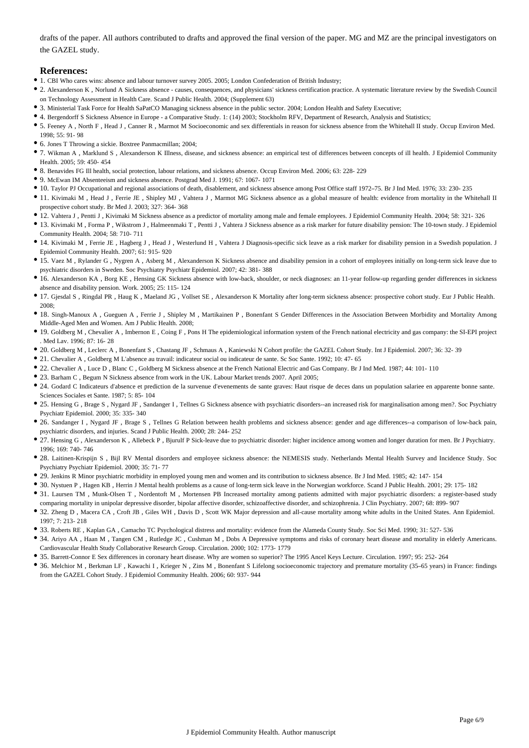drafts of the paper. All authors contributed to drafts and approved the final version of the paper. MG and MZ are the principal investigators on the GAZEL study.

## References:

- 1. CBI Who cares wins: absence and labour turnover survey 2005. 2005; London Confederation of British Industry;
- 2. Alexanderson K , Norlund A Sickness absence - causes, consequences, and physicians' sickness certification practice. A systematic literature review by the Swedish Council on Technology Assessment in Health Care. Scand J Public Health. 2004; (Supplement 63)
- 3. Ministerial Task Force for Health SaPatCO Managing sickness absence in the public sector. 2004; London Health and Safety Executive;
- 4. Bergendorff S Sickness Absence in Europe - a Comparative Study. 1: (14) 2003; Stockholm RFV, Department of Research, Analysis and Statistics;
- 5. Feeney A , North F , Head J , Canner R , Marmot M Socioeconomic and sex differentials in reason for sickness absence from the Whitehall II study. Occup Environ Med. 1998; 55: 91- 98
- 6. Jones T Throwing a sickie. Boxtree Panmacmillan; 2004;
- 7. Wikman A , Marklund S , Alexanderson K Illness, disease, and sickness absence: an empirical test of differences between concepts of ill health. J Epidemiol Community Health. 2005; 59: 450- 454
- 8. Benavides FG Ill health, social protection, labour relations, and sickness absence. Occup Environ Med. 2006; 63: 228- 229
- 9. McEwan IM Absenteeism and sickness absence. Postgrad Med J. 1991; 67: 1067- 1071
- 10. Taylor PJ Occupational and regional associations of death, disablement, and sickness absence among Post Office staff 1972–75. Br J Ind Med. 1976; 33: 230- 235
- 11. Kivimaki M , Head J , Ferrie JE , Shipley MJ , Vahtera J , Marmot MG Sickness absence as a global measure of health: evidence from mortality in the Whitehall II prospective cohort study. Br Med J. 2003; 327: 364- 368
- 12. Vahtera J , Pentti J , Kivimaki M Sickness absence as a predictor of mortality among male and female employees. J Epidemiol Community Health. 2004; 58: 321- 326
- 13. Kivimaki M , Forma P , Wikstrom J , Halmeenmaki T , Pentti J , Vahtera J Sickness absence as a risk marker for future disability pension: The 10-town study. J Epidemiol Community Health. 2004; 58: 710- 711
- 14. Kivimaki M , Ferrie JE , Hagberg J , Head J , Westerlund H , Vahtera J Diagnosis-specific sick leave as a risk marker for disability pension in a Swedish population. J Epidemiol Community Health. 2007; 61: 915- 920
- 15. Vaez M , Rylander G , Nygren A , Asberg M , Alexanderson K Sickness absence and disability pension in a cohort of employees initially on long-term sick leave due to psychiatric disorders in Sweden. Soc Psychiatry Psychiatr Epidemiol. 2007; 42: 381- 388
- 16. Alexanderson KA , Borg KE , Hensing GK Sickness absence with low-back, shoulder, or neck diagnoses: an 11-year follow-up regarding gender differences in sickness absence and disability pension. Work. 2005; 25: 115- 124
- 17. Gjesdal S , Ringdal PR , Haug K , Maeland JG , Vollset SE , Alexanderson K Mortality after long-term sickness absence: prospective cohort study. Eur J Public Health. 2008;
- 18. Singh-Manoux A , Gueguen A , Ferrie J , Shipley M , Martikainen P , Bonenfant S Gender Differences in the Association Between Morbidity and Mortality Among Middle-Aged Men and Women. Am J Public Health. 2008;
- 19. Goldberg M , Chevalier A , Imbernon E , Coing F , Pons H The epidemiological information system of the French national electricity and gas company: the SI-EPI project . Med Lav. 1996; 87: 16- 28
- 20. Goldberg M , Leclerc A , Bonenfant S , Chastang JF , Schmaus A , Kaniewski N Cohort profile: the GAZEL Cohort Study. Int J Epidemiol. 2007; 36: 32- 39
- 21. Chevalier A , Goldberg M L'absence au travail: indicateur social ou indicateur de sante. Sc Soc Sante. 1992; 10: 47- 65
- 22. Chevalier A , Luce D , Blanc C , Goldberg M Sickness absence at the French National Electric and Gas Company. Br J Ind Med. 1987; 44: 101- 110
- 23. Barham C , Begum N Sickness absence from work in the UK. Labour Market trends 2007. April 2005;
- 24. Godard C Indicateurs d'absence et prediction de la survenue d'evenements de sante graves: Haut risque de deces dans un population salariee en apparente bonne sante. Sciences Sociales et Sante. 1987; 5: 85- 104
- 25. Hensing G , Brage S , Nygard JF , Sandanger I , Tellnes G Sickness absence with psychiatric disorders--an increased risk for marginalisation among men?. Soc Psychiatry Psychiatr Epidemiol. 2000; 35: 335- 340
- 26. Sandanger I , Nygard JF , Brage S , Tellnes G Relation between health problems and sickness absence: gender and age differences--a comparison of low-back pain, psychiatric disorders, and injuries. Scand J Public Health. 2000; 28: 244- 252
- 27. Hensing G , Alexanderson K , Allebeck P , Bjurulf P Sick-leave due to psychiatric disorder: higher incidence among women and longer duration for men. Br J Psychiatry. 1996; 169: 740- 746
- 28. Laitinen-Krispijn S , Bijl RV Mental disorders and employee sickness absence: the NEMESIS study. Netherlands Mental Health Survey and Incidence Study. Soc Psychiatry Psychiatr Epidemiol. 2000; 35: 71- 77
- 29. Jenkins R Minor psychiatric morbidity in employed young men and women and its contribution to sickness absence. Br J Ind Med. 1985; 42: 147- 154
- 30. Nystuen P , Hagen KB , Herrin J Mental health problems as a cause of long-term sick leave in the Norwegian workforce. Scand J Public Health. 2001; 29: 175- 182
- 31. Laursen TM , Munk-Olsen T , Nordentoft M , Mortensen PB Increased mortality among patients admitted with major psychiatric disorders: a register-based study comparing mortality in unipolar depressive disorder, bipolar affective disorder, schizoaffective disorder, and schizophrenia. J Clin Psychiatry. 2007; 68: 899- 907
- 32. Zheng D , Macera CA , Croft JB , Giles WH , Davis D , Scott WK Major depression and all-cause mortality among white adults in the United States. Ann Epidemiol. 1997; 7: 213- 218
- 33. Roberts RE , Kaplan GA , Camacho TC Psychological distress and mortality: evidence from the Alameda County Study. Soc Sci Med. 1990; 31: 527- 536
- 34. Ariyo AA , Haan M , Tangen CM , Rutledge JC , Cushman M , Dobs A Depressive symptoms and risks of coronary heart disease and mortality in elderly Americans. Cardiovascular Health Study Collaborative Research Group. Circulation. 2000; 102: 1773- 1779
- 35. Barrett-Connor E Sex differences in coronary heart disease. Why are women so superior? The 1995 Ancel Keys Lecture. Circulation. 1997; 95: 252- 264
- 36. Melchior M , Berkman LF , Kawachi I , Krieger N , Zins M , Bonenfant S Lifelong socioeconomic trajectory and premature mortality (35–65 years) in France: findings from the GAZEL Cohort Study. J Epidemiol Community Health. 2006; 60: 937- 944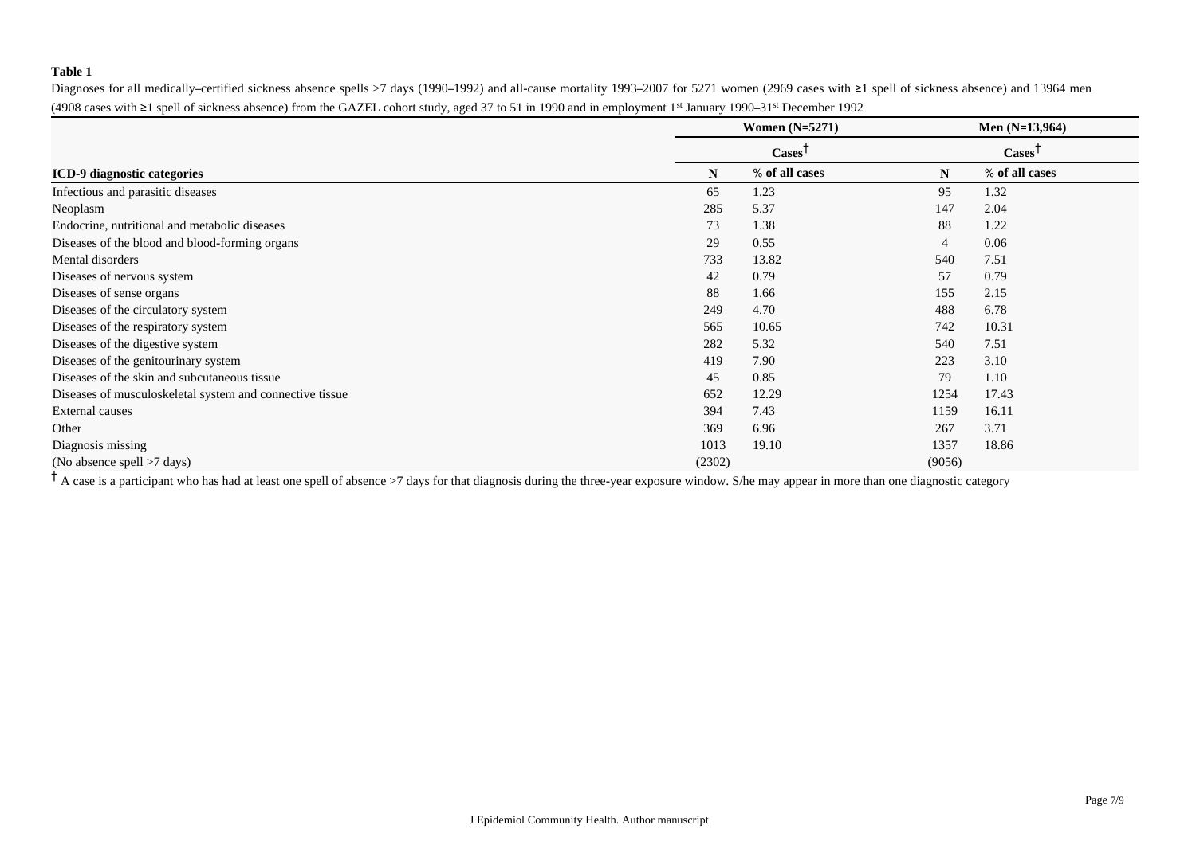**Table 1**

Diagnoses for all medically–certified sickness absence spells >7 days (1990–1992) and all-cause mortality 1993–2007 for 5271 women (2969 cases with ≥1 spell of sickness absence) and 13964 men (4908 cases with ≥1 spell of sickness absence) from the GAZEL cohort study, aged 37 to 51 in 1990 and in employment 1st January 1990–31st December 1992

| | Women (N=5271) | | Men (N=13,964) | |
|---|---|---|---|---|
| | Cases† | | Cases† | |
| **ICD-9 diagnostic categories** | **N** | **% of all cases** | **N** | **% of all cases** |
| Infectious and parasitic diseases | 65 | 1.23 | 95 | 1.32 |
| Neoplasm | 285 | 5.37 | 147 | 2.04 |
| Endocrine, nutritional and metabolic diseases | 73 | 1.38 | 88 | 1.22 |
| Diseases of the blood and blood-forming organs | 29 | 0.55 | 4 | 0.06 |
| Mental disorders | 733 | 13.82 | 540 | 7.51 |
| Diseases of nervous system | 42 | 0.79 | 57 | 0.79 |
| Diseases of sense organs | 88 | 1.66 | 155 | 2.15 |
| Diseases of the circulatory system | 249 | 4.70 | 488 | 6.78 |
| Diseases of the respiratory system | 565 | 10.65 | 742 | 10.31 |
| Diseases of the digestive system | 282 | 5.32 | 540 | 7.51 |
| Diseases of the genitourinary system | 419 | 7.90 | 223 | 3.10 |
| Diseases of the skin and subcutaneous tissue | 45 | 0.85 | 79 | 1.10 |
| Diseases of musculoskeletal system and connective tissue | 652 | 12.29 | 1254 | 17.43 |
| External causes | 394 | 7.43 | 1159 | 16.11 |
| Other | 369 | 6.96 | 267 | 3.71 |
| Diagnosis missing | 1013 | 19.10 | 1357 | 18.86 |
| (No absence spell >7 days) | (2302) | | (9056) | |

† A case is a participant who has had at least one spell of absence >7 days for that diagnosis during the three-year exposure window. S/he may appear in more than one diagnostic category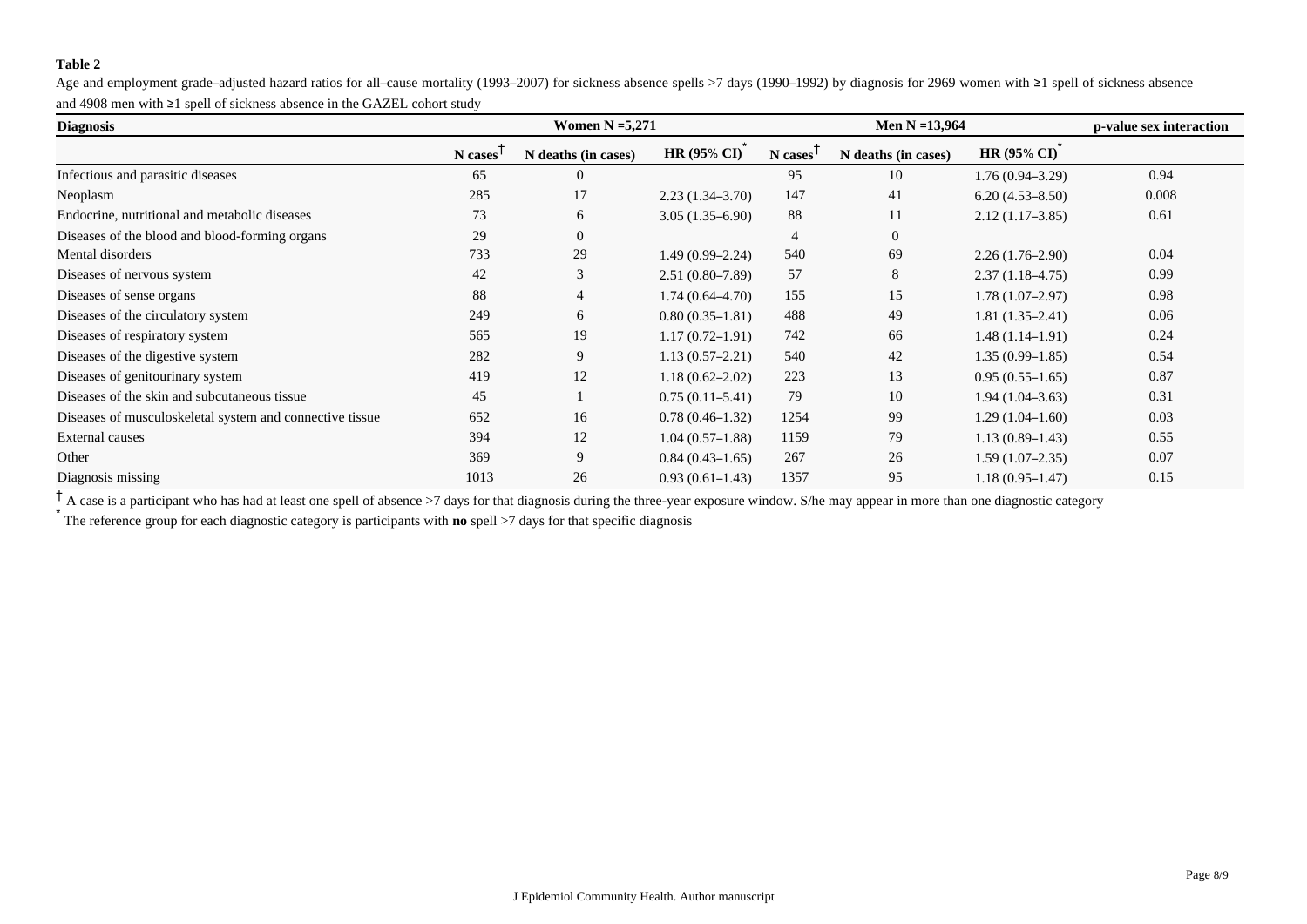**Table 2**

Age and employment grade–adjusted hazard ratios for all–cause mortality (1993–2007) for sickness absence spells >7 days (1990–1992) by diagnosis for 2969 women with ≥1 spell of sickness absence and 4908 men with ≥1 spell of sickness absence in the GAZEL cohort study

| Diagnosis | Women N =5,271 | | | Men N =13,964 | | | p-value sex interaction |
|---|---|---|---|---|---|---|---|
| | N cases† | N deaths (in cases) | HR (95% CI)* | N cases† | N deaths (in cases) | HR (95% CI)* | |
| Infectious and parasitic diseases | 65 | 0 | | 95 | 10 | 1.76 (0.94–3.29) | 0.94 |
| Neoplasm | 285 | 17 | 2.23 (1.34–3.70) | 147 | 41 | 6.20 (4.53–8.50) | 0.008 |
| Endocrine, nutritional and metabolic diseases | 73 | 6 | 3.05 (1.35–6.90) | 88 | 11 | 2.12 (1.17–3.85) | 0.61 |
| Diseases of the blood and blood-forming organs | 29 | 0 | | 4 | 0 | | |
| Mental disorders | 733 | 29 | 1.49 (0.99–2.24) | 540 | 69 | 2.26 (1.76–2.90) | 0.04 |
| Diseases of nervous system | 42 | 3 | 2.51 (0.80–7.89) | 57 | 8 | 2.37 (1.18–4.75) | 0.99 |
| Diseases of sense organs | 88 | 4 | 1.74 (0.64–4.70) | 155 | 15 | 1.78 (1.07–2.97) | 0.98 |
| Diseases of the circulatory system | 249 | 6 | 0.80 (0.35–1.81) | 488 | 49 | 1.81 (1.35–2.41) | 0.06 |
| Diseases of respiratory system | 565 | 19 | 1.17 (0.72–1.91) | 742 | 66 | 1.48 (1.14–1.91) | 0.24 |
| Diseases of the digestive system | 282 | 9 | 1.13 (0.57–2.21) | 540 | 42 | 1.35 (0.99–1.85) | 0.54 |
| Diseases of genitourinary system | 419 | 12 | 1.18 (0.62–2.02) | 223 | 13 | 0.95 (0.55–1.65) | 0.87 |
| Diseases of the skin and subcutaneous tissue | 45 | 1 | 0.75 (0.11–5.41) | 79 | 10 | 1.94 (1.04–3.63) | 0.31 |
| Diseases of musculoskeletal system and connective tissue | 652 | 16 | 0.78 (0.46–1.32) | 1254 | 99 | 1.29 (1.04–1.60) | 0.03 |
| External causes | 394 | 12 | 1.04 (0.57–1.88) | 1159 | 79 | 1.13 (0.89–1.43) | 0.55 |
| Other | 369 | 9 | 0.84 (0.43–1.65) | 267 | 26 | 1.59 (1.07–2.35) | 0.07 |
| Diagnosis missing | 1013 | 26 | 0.93 (0.61–1.43) | 1357 | 95 | 1.18 (0.95–1.47) | 0.15 |

† A case is a participant who has had at least one spell of absence >7 days for that diagnosis during the three-year exposure window. S/he may appear in more than one diagnostic category

* The reference group for each diagnostic category is participants with **no** spell >7 days for that specific diagnosis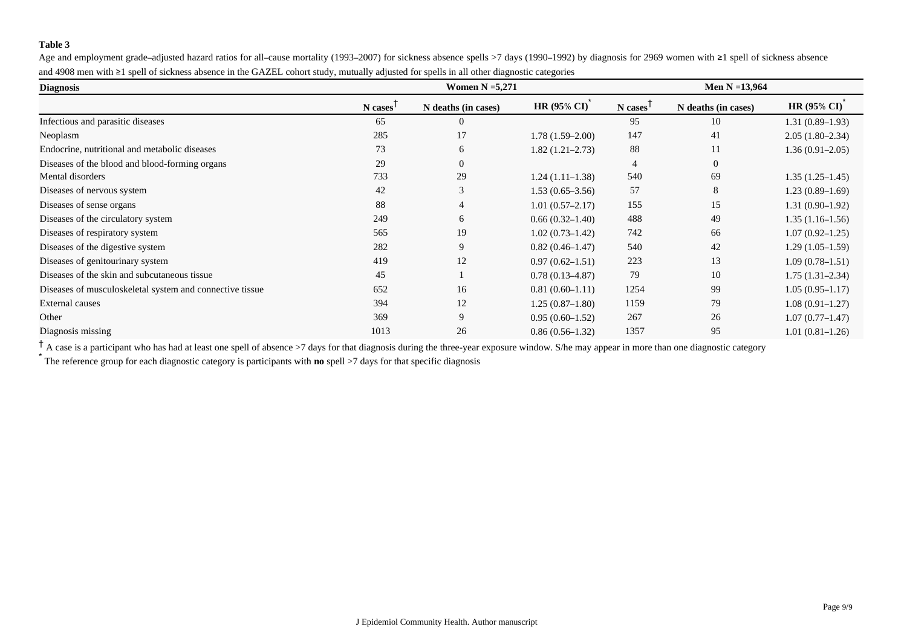**Table 3**

Age and employment grade–adjusted hazard ratios for all–cause mortality (1993–2007) for sickness absence spells >7 days (1990–1992) by diagnosis for 2969 women with ≥1 spell of sickness absence and 4908 men with ≥1 spell of sickness absence in the GAZEL cohort study, mutually adjusted for spells in all other diagnostic categories

| Diagnosis | Women N =5,271 | | | Men N =13,964 | | |
|---|---|---|---|---|---|---|
| | N cases† | N deaths (in cases) | HR (95% CI)* | N cases† | N deaths (in cases) | HR (95% CI)* |
| Infectious and parasitic diseases | 65 | 0 | | 95 | 10 | 1.31 (0.89–1.93) |
| Neoplasm | 285 | 17 | 1.78 (1.59–2.00) | 147 | 41 | 2.05 (1.80–2.34) |
| Endocrine, nutritional and metabolic diseases | 73 | 6 | 1.82 (1.21–2.73) | 88 | 11 | 1.36 (0.91–2.05) |
| Diseases of the blood and blood-forming organs | 29 | 0 | | 4 | 0 | |
| Mental disorders | 733 | 29 | 1.24 (1.11–1.38) | 540 | 69 | 1.35 (1.25–1.45) |
| Diseases of nervous system | 42 | 3 | 1.53 (0.65–3.56) | 57 | 8 | 1.23 (0.89–1.69) |
| Diseases of sense organs | 88 | 4 | 1.01 (0.57–2.17) | 155 | 15 | 1.31 (0.90–1.92) |
| Diseases of the circulatory system | 249 | 6 | 0.66 (0.32–1.40) | 488 | 49 | 1.35 (1.16–1.56) |
| Diseases of respiratory system | 565 | 19 | 1.02 (0.73–1.42) | 742 | 66 | 1.07 (0.92–1.25) |
| Diseases of the digestive system | 282 | 9 | 0.82 (0.46–1.47) | 540 | 42 | 1.29 (1.05–1.59) |
| Diseases of genitourinary system | 419 | 12 | 0.97 (0.62–1.51) | 223 | 13 | 1.09 (0.78–1.51) |
| Diseases of the skin and subcutaneous tissue | 45 | 1 | 0.78 (0.13–4.87) | 79 | 10 | 1.75 (1.31–2.34) |
| Diseases of musculoskeletal system and connective tissue | 652 | 16 | 0.81 (0.60–1.11) | 1254 | 99 | 1.05 (0.95–1.17) |
| External causes | 394 | 12 | 1.25 (0.87–1.80) | 1159 | 79 | 1.08 (0.91–1.27) |
| Other | 369 | 9 | 0.95 (0.60–1.52) | 267 | 26 | 1.07 (0.77–1.47) |
| Diagnosis missing | 1013 | 26 | 0.86 (0.56–1.32) | 1357 | 95 | 1.01 (0.81–1.26) |

† A case is a participant who has had at least one spell of absence >7 days for that diagnosis during the three-year exposure window. S/he may appear in more than one diagnostic category

* The reference group for each diagnostic category is participants with **no** spell >7 days for that specific diagnosis